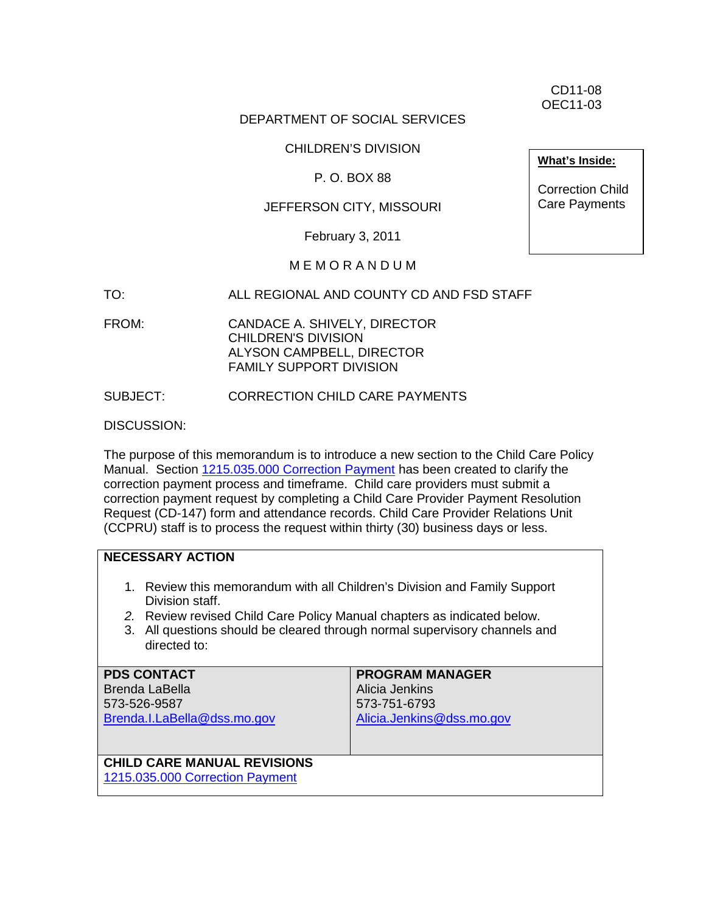CD11-08
OEC11-03

DEPARTMENT OF SOCIAL SERVICES

CHILDREN'S DIVISION

P. O. BOX 88

JEFFERSON CITY, MISSOURI

February 3, 2011

**What's Inside:**

Correction Child Care Payments

M E M O R A N D U M

TO: ALL REGIONAL AND COUNTY CD AND FSD STAFF

FROM: CANDACE A. SHIVELY, DIRECTOR
CHILDREN'S DIVISION
ALYSON CAMPBELL, DIRECTOR
FAMILY SUPPORT DIVISION

SUBJECT: CORRECTION CHILD CARE PAYMENTS

DISCUSSION:

The purpose of this memorandum is to introduce a new section to the Child Care Policy Manual. Section 1215.035.000 Correction Payment has been created to clarify the correction payment process and timeframe. Child care providers must submit a correction payment request by completing a Child Care Provider Payment Resolution Request (CD-147) form and attendance records. Child Care Provider Relations Unit (CCPRU) staff is to process the request within thirty (30) business days or less.

**NECESSARY ACTION**

1. Review this memorandum with all Children's Division and Family Support Division staff.
2. Review revised Child Care Policy Manual chapters as indicated below.
3. All questions should be cleared through normal supervisory channels and directed to:

| **PDS CONTACT** | **PROGRAM MANAGER** |
|---|---|
| Brenda LaBella<br>573-526-9587<br>Brenda.I.LaBella@dss.mo.gov | Alicia Jenkins<br>573-751-6793<br>Alicia.Jenkins@dss.mo.gov |

**CHILD CARE MANUAL REVISIONS**

1215.035.000 Correction Payment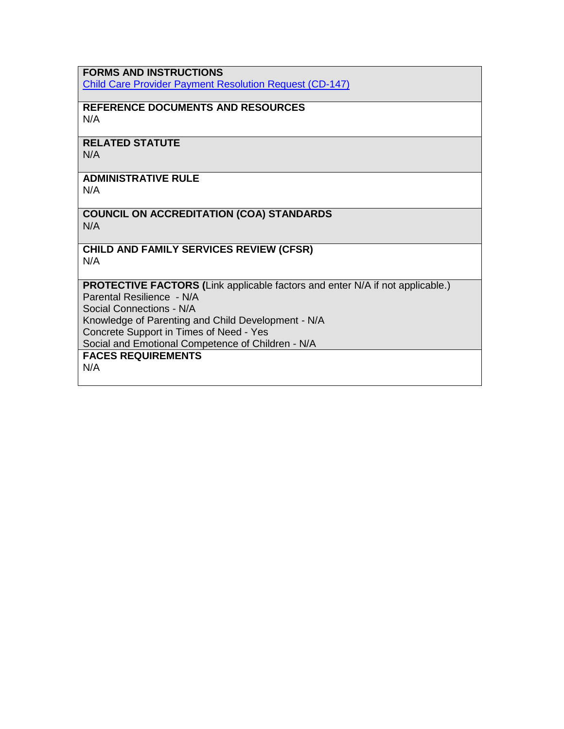**FORMS AND INSTRUCTIONS**
Child Care Provider Payment Resolution Request (CD-147)

**REFERENCE DOCUMENTS AND RESOURCES**
N/A

**RELATED STATUTE**
N/A

**ADMINISTRATIVE RULE**
N/A

**COUNCIL ON ACCREDITATION (COA) STANDARDS**
N/A

**CHILD AND FAMILY SERVICES REVIEW (CFSR)**
N/A

**PROTECTIVE FACTORS (**Link applicable factors and enter N/A if not applicable.)
Parental Resilience - N/A
Social Connections - N/A
Knowledge of Parenting and Child Development - N/A
Concrete Support in Times of Need - Yes
Social and Emotional Competence of Children - N/A

**FACES REQUIREMENTS**
N/A